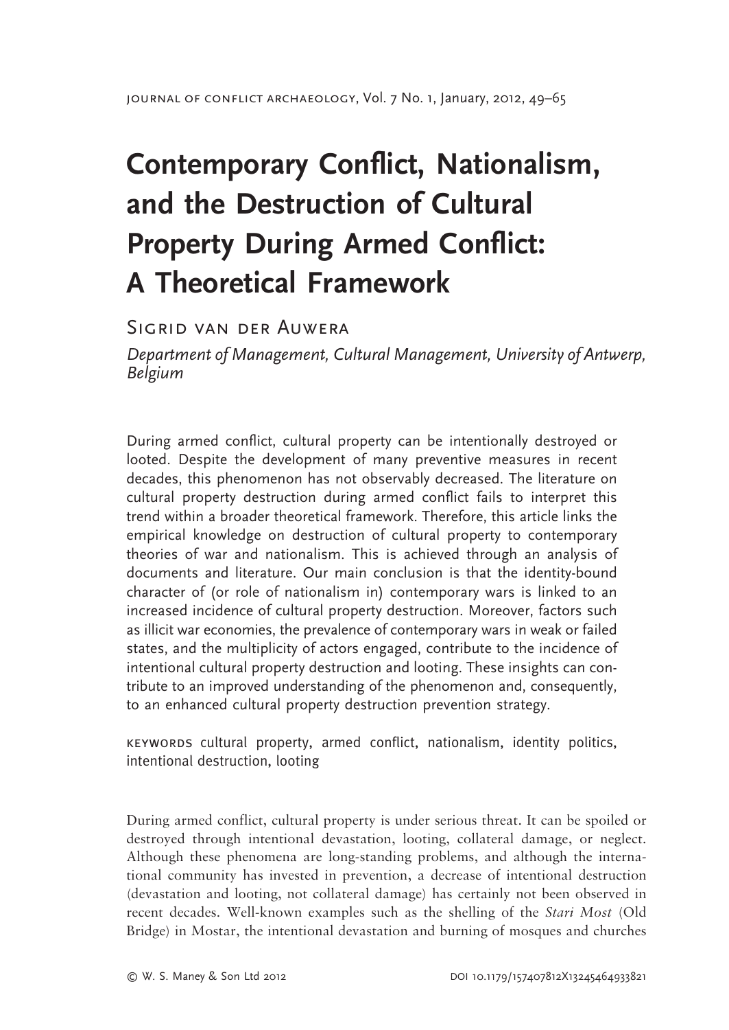# Contemporary Conflict, Nationalism, and the Destruction of Cultural Property During Armed Conflict: A Theoretical Framework

Sigrid van der Auwera

*Department of Management, Cultural Management, University of Antwerp, Belgium*

During armed conflict, cultural property can be intentionally destroyed or looted. Despite the development of many preventive measures in recent decades, this phenomenon has not observably decreased. The literature on cultural property destruction during armed conflict fails to interpret this trend within a broader theoretical framework. Therefore, this article links the empirical knowledge on destruction of cultural property to contemporary theories of war and nationalism. This is achieved through an analysis of documents and literature. Our main conclusion is that the identity-bound character of (or role of nationalism in) contemporary wars is linked to an increased incidence of cultural property destruction. Moreover, factors such as illicit war economies, the prevalence of contemporary wars in weak or failed states, and the multiplicity of actors engaged, contribute to the incidence of intentional cultural property destruction and looting. These insights can contribute to an improved understanding of the phenomenon and, consequently, to an enhanced cultural property destruction prevention strategy.

KEYWORDS cultural property, armed conflict, nationalism, identity politics, intentional destruction, looting

During armed conflict, cultural property is under serious threat. It can be spoiled or destroyed through intentional devastation, looting, collateral damage, or neglect. Although these phenomena are long-standing problems, and although the international community has invested in prevention, a decrease of intentional destruction (devastation and looting, not collateral damage) has certainly not been observed in recent decades. Well-known examples such as the shelling of the *Stari Most* (Old Bridge) in Mostar, the intentional devastation and burning of mosques and churches

© W. S. Maney & Son Ltd 2012 DOI 10.1179/157407812X13245464933821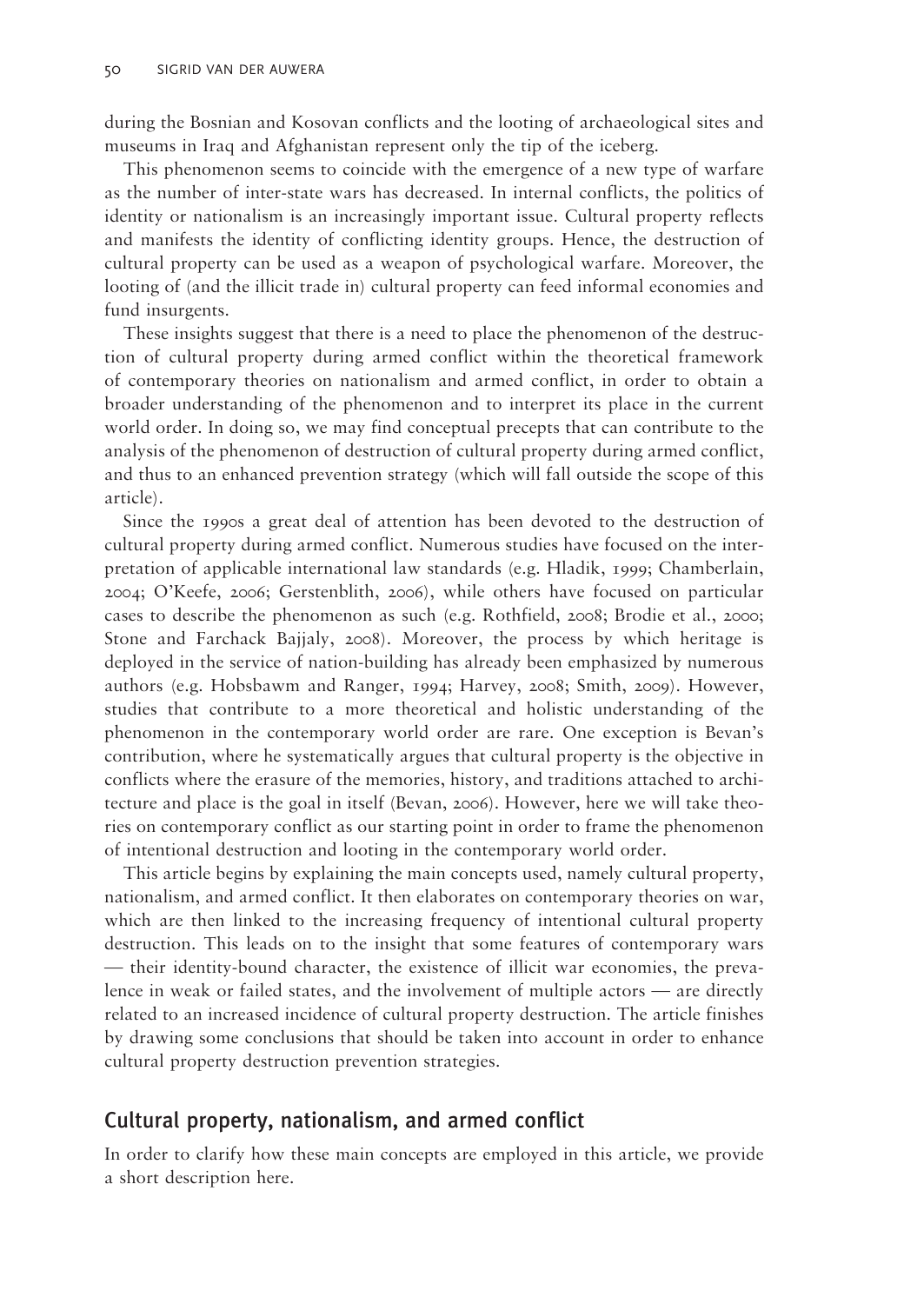during the Bosnian and Kosovan conflicts and the looting of archaeological sites and museums in Iraq and Afghanistan represent only the tip of the iceberg.

This phenomenon seems to coincide with the emergence of a new type of warfare as the number of inter-state wars has decreased. In internal conflicts, the politics of identity or nationalism is an increasingly important issue. Cultural property reflects and manifests the identity of conflicting identity groups. Hence, the destruction of cultural property can be used as a weapon of psychological warfare. Moreover, the looting of (and the illicit trade in) cultural property can feed informal economies and fund insurgents.

These insights suggest that there is a need to place the phenomenon of the destruction of cultural property during armed conflict within the theoretical framework of contemporary theories on nationalism and armed conflict, in order to obtain a broader understanding of the phenomenon and to interpret its place in the current world order. In doing so, we may find conceptual precepts that can contribute to the analysis of the phenomenon of destruction of cultural property during armed conflict, and thus to an enhanced prevention strategy (which will fall outside the scope of this article).

Since the 1990s a great deal of attention has been devoted to the destruction of cultural property during armed conflict. Numerous studies have focused on the interpretation of applicable international law standards (e.g. Hladik, 1999; Chamberlain, 2004; O'Keefe, 2006; Gerstenblith, 2006), while others have focused on particular cases to describe the phenomenon as such (e.g. Rothfield, 2008; Brodie et al., 2000; Stone and Farchack Bajjaly, 2008). Moreover, the process by which heritage is deployed in the service of nation-building has already been emphasized by numerous authors (e.g. Hobsbawm and Ranger, 1994; Harvey, 2008; Smith, 2009). However, studies that contribute to a more theoretical and holistic understanding of the phenomenon in the contemporary world order are rare. One exception is Bevan's contribution, where he systematically argues that cultural property is the objective in conflicts where the erasure of the memories, history, and traditions attached to architecture and place is the goal in itself (Bevan, 2006). However, here we will take theories on contemporary conflict as our starting point in order to frame the phenomenon of intentional destruction and looting in the contemporary world order.

This article begins by explaining the main concepts used, namely cultural property, nationalism, and armed conflict. It then elaborates on contemporary theories on war, which are then linked to the increasing frequency of intentional cultural property destruction. This leads on to the insight that some features of contemporary wars — their identity-bound character, the existence of illicit war economies, the prevalence in weak or failed states, and the involvement of multiple actors — are directly related to an increased incidence of cultural property destruction. The article finishes by drawing some conclusions that should be taken into account in order to enhance cultural property destruction prevention strategies.

## Cultural property, nationalism, and armed conflict

In order to clarify how these main concepts are employed in this article, we provide a short description here.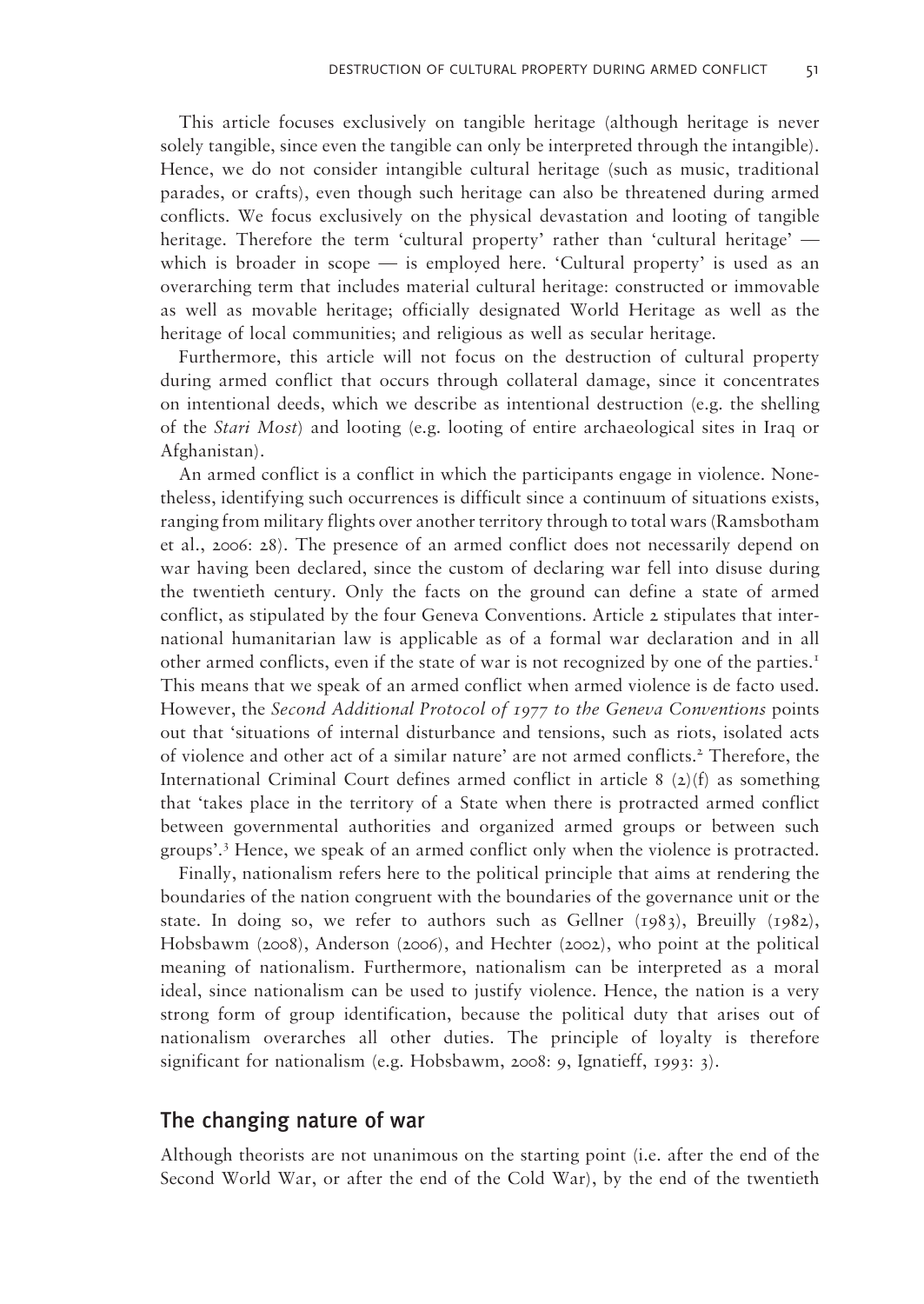This article focuses exclusively on tangible heritage (although heritage is never solely tangible, since even the tangible can only be interpreted through the intangible). Hence, we do not consider intangible cultural heritage (such as music, traditional parades, or crafts), even though such heritage can also be threatened during armed conflicts. We focus exclusively on the physical devastation and looting of tangible heritage. Therefore the term 'cultural property' rather than 'cultural heritage' — which is broader in scope — is employed here. 'Cultural property' is used as an overarching term that includes material cultural heritage: constructed or immovable as well as movable heritage; officially designated World Heritage as well as the heritage of local communities; and religious as well as secular heritage.

Furthermore, this article will not focus on the destruction of cultural property during armed conflict that occurs through collateral damage, since it concentrates on intentional deeds, which we describe as intentional destruction (e.g. the shelling of the *Stari Most*) and looting (e.g. looting of entire archaeological sites in Iraq or Afghanistan).

An armed conflict is a conflict in which the participants engage in violence. Nonetheless, identifying such occurrences is difficult since a continuum of situations exists, ranging from military flights over another territory through to total wars (Ramsbotham et al., 2006: 28). The presence of an armed conflict does not necessarily depend on war having been declared, since the custom of declaring war fell into disuse during the twentieth century. Only the facts on the ground can define a state of armed conflict, as stipulated by the four Geneva Conventions. Article 2 stipulates that international humanitarian law is applicable as of a formal war declaration and in all other armed conflicts, even if the state of war is not recognized by one of the parties.[1] This means that we speak of an armed conflict when armed violence is de facto used. However, the *Second Additional Protocol of 1977 to the Geneva Conventions* points out that 'situations of internal disturbance and tensions, such as riots, isolated acts of violence and other act of a similar nature' are not armed conflicts.[2] Therefore, the International Criminal Court defines armed conflict in article 8 (2)(f) as something that 'takes place in the territory of a State when there is protracted armed conflict between governmental authorities and organized armed groups or between such groups'.[3] Hence, we speak of an armed conflict only when the violence is protracted.

Finally, nationalism refers here to the political principle that aims at rendering the boundaries of the nation congruent with the boundaries of the governance unit or the state. In doing so, we refer to authors such as Gellner (1983), Breuilly (1982), Hobsbawm (2008), Anderson (2006), and Hechter (2002), who point at the political meaning of nationalism. Furthermore, nationalism can be interpreted as a moral ideal, since nationalism can be used to justify violence. Hence, the nation is a very strong form of group identification, because the political duty that arises out of nationalism overarches all other duties. The principle of loyalty is therefore significant for nationalism (e.g. Hobsbawm, 2008: 9, Ignatieff, 1993: 3).

## The changing nature of war

Although theorists are not unanimous on the starting point (i.e. after the end of the Second World War, or after the end of the Cold War), by the end of the twentieth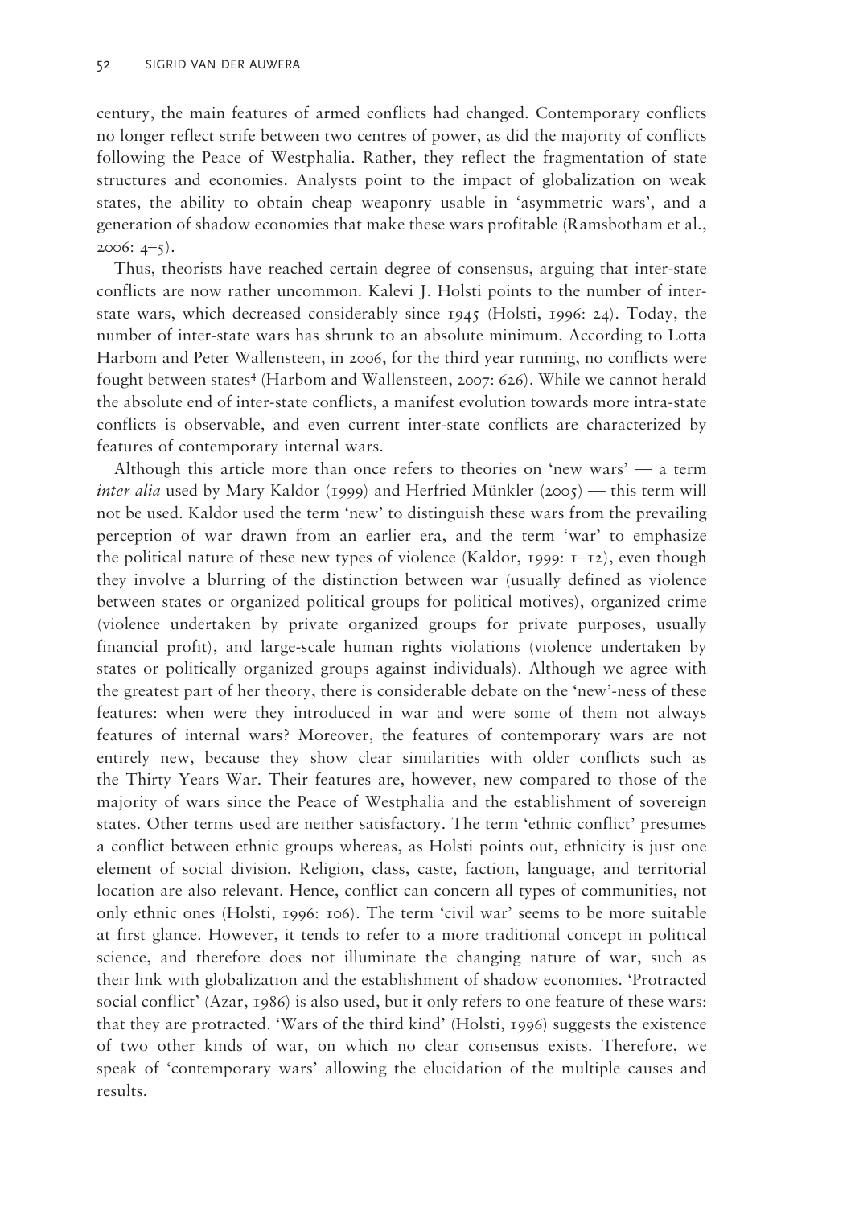century, the main features of armed conflicts had changed. Contemporary conflicts no longer reflect strife between two centres of power, as did the majority of conflicts following the Peace of Westphalia. Rather, they reflect the fragmentation of state structures and economies. Analysts point to the impact of globalization on weak states, the ability to obtain cheap weaponry usable in 'asymmetric wars', and a generation of shadow economies that make these wars profitable (Ramsbotham et al., 2006: 4–5).

Thus, theorists have reached certain degree of consensus, arguing that inter-state conflicts are now rather uncommon. Kalevi J. Holsti points to the number of inter-state wars, which decreased considerably since 1945 (Holsti, 1996: 24). Today, the number of inter-state wars has shrunk to an absolute minimum. According to Lotta Harbom and Peter Wallensteen, in 2006, for the third year running, no conflicts were fought between states[4] (Harbom and Wallensteen, 2007: 626). While we cannot herald the absolute end of inter-state conflicts, a manifest evolution towards more intra-state conflicts is observable, and even current inter-state conflicts are characterized by features of contemporary internal wars.

Although this article more than once refers to theories on 'new wars' — a term *inter alia* used by Mary Kaldor (1999) and Herfried Münkler (2005) — this term will not be used. Kaldor used the term 'new' to distinguish these wars from the prevailing perception of war drawn from an earlier era, and the term 'war' to emphasize the political nature of these new types of violence (Kaldor, 1999: 1–12), even though they involve a blurring of the distinction between war (usually defined as violence between states or organized political groups for political motives), organized crime (violence undertaken by private organized groups for private purposes, usually financial profit), and large-scale human rights violations (violence undertaken by states or politically organized groups against individuals). Although we agree with the greatest part of her theory, there is considerable debate on the 'new'-ness of these features: when were they introduced in war and were some of them not always features of internal wars? Moreover, the features of contemporary wars are not entirely new, because they show clear similarities with older conflicts such as the Thirty Years War. Their features are, however, new compared to those of the majority of wars since the Peace of Westphalia and the establishment of sovereign states. Other terms used are neither satisfactory. The term 'ethnic conflict' presumes a conflict between ethnic groups whereas, as Holsti points out, ethnicity is just one element of social division. Religion, class, caste, faction, language, and territorial location are also relevant. Hence, conflict can concern all types of communities, not only ethnic ones (Holsti, 1996: 106). The term 'civil war' seems to be more suitable at first glance. However, it tends to refer to a more traditional concept in political science, and therefore does not illuminate the changing nature of war, such as their link with globalization and the establishment of shadow economies. 'Protracted social conflict' (Azar, 1986) is also used, but it only refers to one feature of these wars: that they are protracted. 'Wars of the third kind' (Holsti, 1996) suggests the existence of two other kinds of war, on which no clear consensus exists. Therefore, we speak of 'contemporary wars' allowing the elucidation of the multiple causes and results.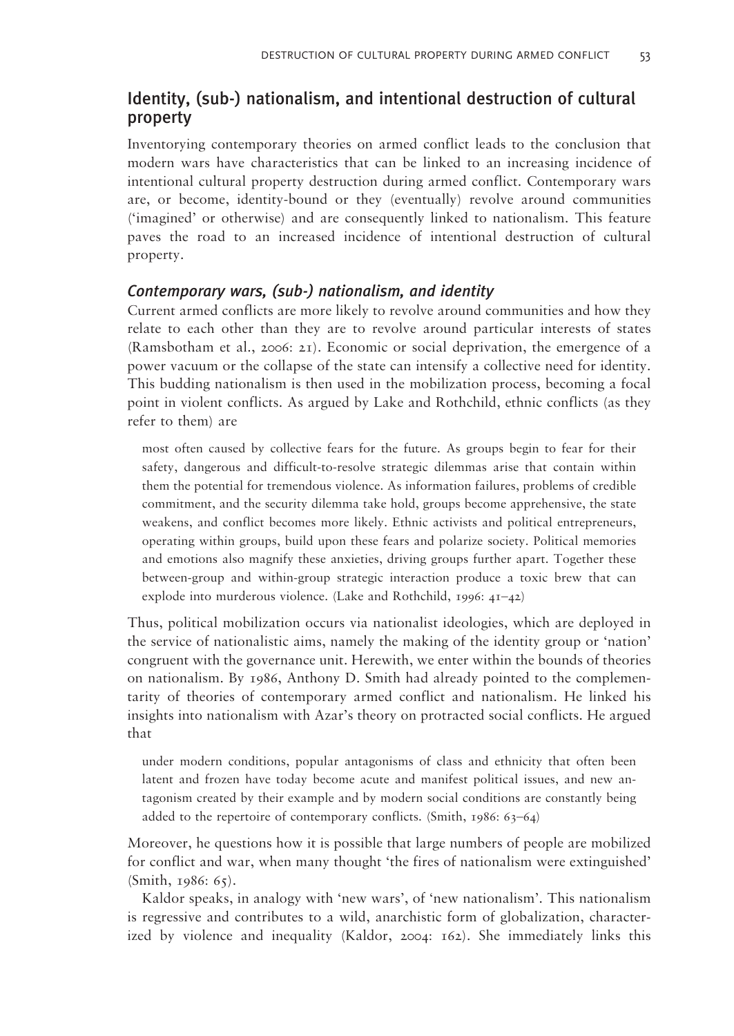## Identity, (sub-) nationalism, and intentional destruction of cultural property

Inventorying contemporary theories on armed conflict leads to the conclusion that modern wars have characteristics that can be linked to an increasing incidence of intentional cultural property destruction during armed conflict. Contemporary wars are, or become, identity-bound or they (eventually) revolve around communities ('imagined' or otherwise) and are consequently linked to nationalism. This feature paves the road to an increased incidence of intentional destruction of cultural property.

### *Contemporary wars, (sub-) nationalism, and identity*

Current armed conflicts are more likely to revolve around communities and how they relate to each other than they are to revolve around particular interests of states (Ramsbotham et al., 2006: 21). Economic or social deprivation, the emergence of a power vacuum or the collapse of the state can intensify a collective need for identity. This budding nationalism is then used in the mobilization process, becoming a focal point in violent conflicts. As argued by Lake and Rothchild, ethnic conflicts (as they refer to them) are

> most often caused by collective fears for the future. As groups begin to fear for their safety, dangerous and difficult-to-resolve strategic dilemmas arise that contain within them the potential for tremendous violence. As information failures, problems of credible commitment, and the security dilemma take hold, groups become apprehensive, the state weakens, and conflict becomes more likely. Ethnic activists and political entrepreneurs, operating within groups, build upon these fears and polarize society. Political memories and emotions also magnify these anxieties, driving groups further apart. Together these between-group and within-group strategic interaction produce a toxic brew that can explode into murderous violence. (Lake and Rothchild, 1996: 41–42)

Thus, political mobilization occurs via nationalist ideologies, which are deployed in the service of nationalistic aims, namely the making of the identity group or 'nation' congruent with the governance unit. Herewith, we enter within the bounds of theories on nationalism. By 1986, Anthony D. Smith had already pointed to the complementarity of theories of contemporary armed conflict and nationalism. He linked his insights into nationalism with Azar's theory on protracted social conflicts. He argued that

> under modern conditions, popular antagonisms of class and ethnicity that often been latent and frozen have today become acute and manifest political issues, and new antagonism created by their example and by modern social conditions are constantly being added to the repertoire of contemporary conflicts. (Smith, 1986: 63–64)

Moreover, he questions how it is possible that large numbers of people are mobilized for conflict and war, when many thought 'the fires of nationalism were extinguished' (Smith, 1986: 65).

Kaldor speaks, in analogy with 'new wars', of 'new nationalism'. This nationalism is regressive and contributes to a wild, anarchistic form of globalization, characterized by violence and inequality (Kaldor, 2004: 162). She immediately links this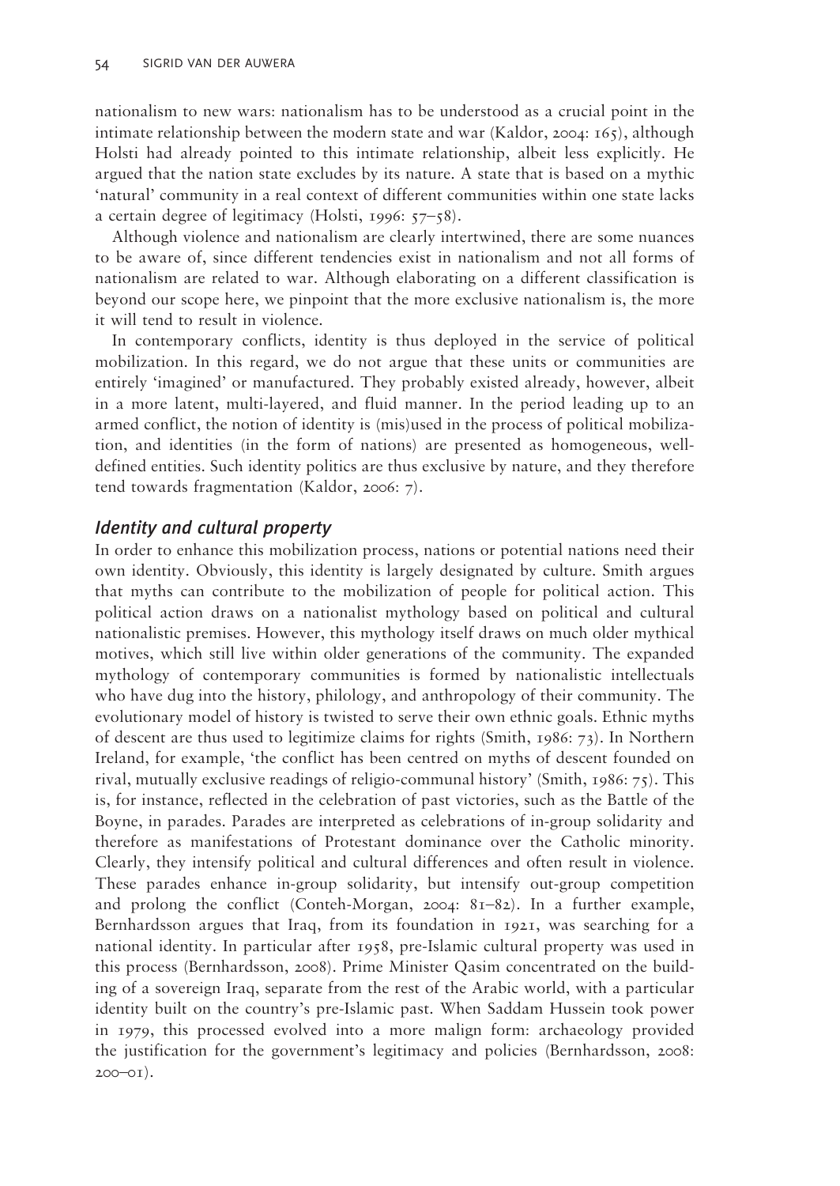nationalism to new wars: nationalism has to be understood as a crucial point in the intimate relationship between the modern state and war (Kaldor, 2004: 165), although Holsti had already pointed to this intimate relationship, albeit less explicitly. He argued that the nation state excludes by its nature. A state that is based on a mythic 'natural' community in a real context of different communities within one state lacks a certain degree of legitimacy (Holsti, 1996: 57–58).

Although violence and nationalism are clearly intertwined, there are some nuances to be aware of, since different tendencies exist in nationalism and not all forms of nationalism are related to war. Although elaborating on a different classification is beyond our scope here, we pinpoint that the more exclusive nationalism is, the more it will tend to result in violence.

In contemporary conflicts, identity is thus deployed in the service of political mobilization. In this regard, we do not argue that these units or communities are entirely 'imagined' or manufactured. They probably existed already, however, albeit in a more latent, multi-layered, and fluid manner. In the period leading up to an armed conflict, the notion of identity is (mis)used in the process of political mobilization, and identities (in the form of nations) are presented as homogeneous, well-defined entities. Such identity politics are thus exclusive by nature, and they therefore tend towards fragmentation (Kaldor, 2006: 7).

### *Identity and cultural property*

In order to enhance this mobilization process, nations or potential nations need their own identity. Obviously, this identity is largely designated by culture. Smith argues that myths can contribute to the mobilization of people for political action. This political action draws on a nationalist mythology based on political and cultural nationalistic premises. However, this mythology itself draws on much older mythical motives, which still live within older generations of the community. The expanded mythology of contemporary communities is formed by nationalistic intellectuals who have dug into the history, philology, and anthropology of their community. The evolutionary model of history is twisted to serve their own ethnic goals. Ethnic myths of descent are thus used to legitimize claims for rights (Smith, 1986: 73). In Northern Ireland, for example, 'the conflict has been centred on myths of descent founded on rival, mutually exclusive readings of religio-communal history' (Smith, 1986: 75). This is, for instance, reflected in the celebration of past victories, such as the Battle of the Boyne, in parades. Parades are interpreted as celebrations of in-group solidarity and therefore as manifestations of Protestant dominance over the Catholic minority. Clearly, they intensify political and cultural differences and often result in violence. These parades enhance in-group solidarity, but intensify out-group competition and prolong the conflict (Conteh-Morgan, 2004: 81–82). In a further example, Bernhardsson argues that Iraq, from its foundation in 1921, was searching for a national identity. In particular after 1958, pre-Islamic cultural property was used in this process (Bernhardsson, 2008). Prime Minister Qasim concentrated on the building of a sovereign Iraq, separate from the rest of the Arabic world, with a particular identity built on the country's pre-Islamic past. When Saddam Hussein took power in 1979, this processed evolved into a more malign form: archaeology provided the justification for the government's legitimacy and policies (Bernhardsson, 2008: 200–01).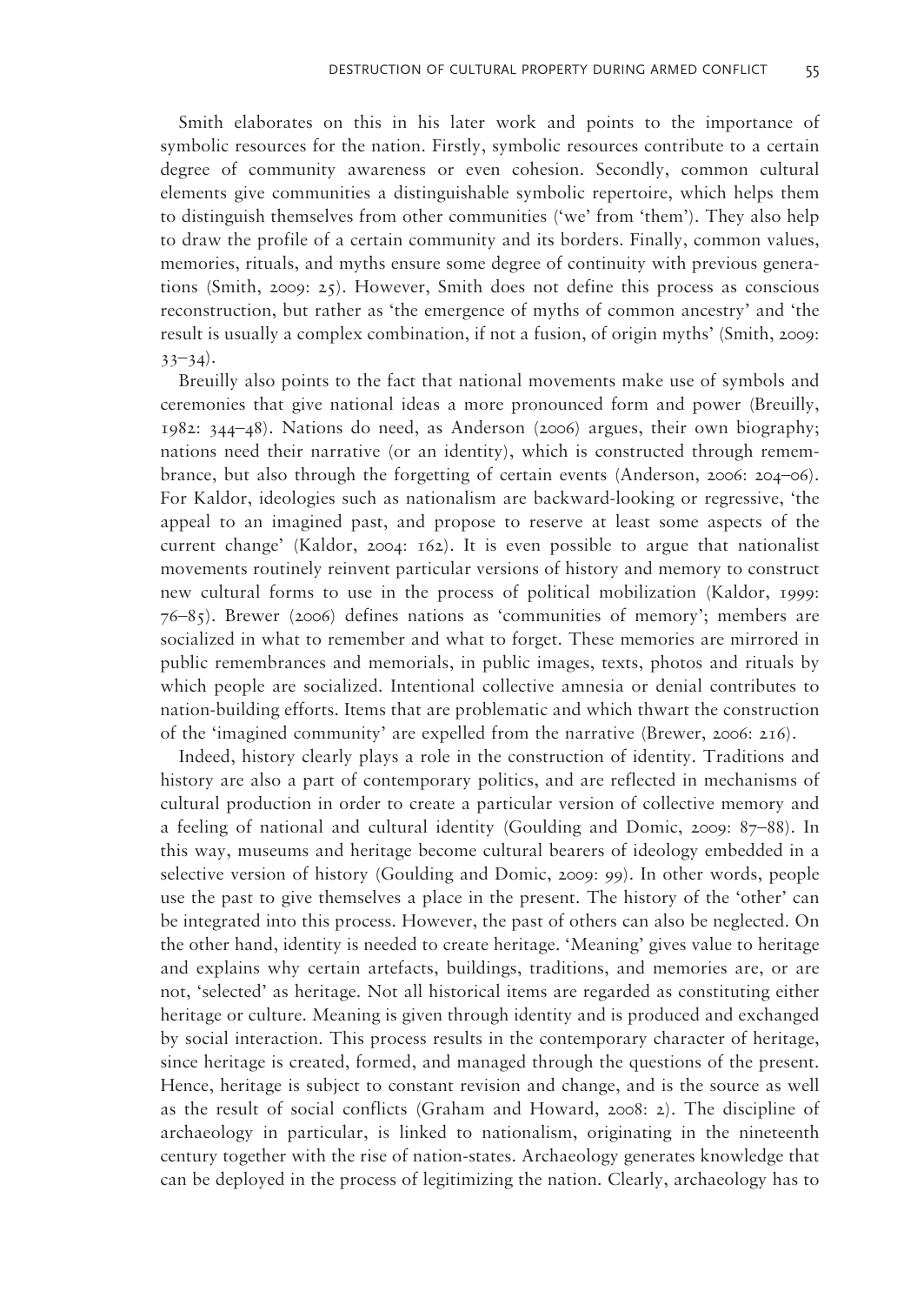Smith elaborates on this in his later work and points to the importance of symbolic resources for the nation. Firstly, symbolic resources contribute to a certain degree of community awareness or even cohesion. Secondly, common cultural elements give communities a distinguishable symbolic repertoire, which helps them to distinguish themselves from other communities ('we' from 'them'). They also help to draw the profile of a certain community and its borders. Finally, common values, memories, rituals, and myths ensure some degree of continuity with previous generations (Smith, 2009: 25). However, Smith does not define this process as conscious reconstruction, but rather as 'the emergence of myths of common ancestry' and 'the result is usually a complex combination, if not a fusion, of origin myths' (Smith, 2009: 33–34).

Breuilly also points to the fact that national movements make use of symbols and ceremonies that give national ideas a more pronounced form and power (Breuilly, 1982: 344–48). Nations do need, as Anderson (2006) argues, their own biography; nations need their narrative (or an identity), which is constructed through remembrance, but also through the forgetting of certain events (Anderson, 2006: 204–06). For Kaldor, ideologies such as nationalism are backward-looking or regressive, 'the appeal to an imagined past, and propose to reserve at least some aspects of the current change' (Kaldor, 2004: 162). It is even possible to argue that nationalist movements routinely reinvent particular versions of history and memory to construct new cultural forms to use in the process of political mobilization (Kaldor, 1999: 76–85). Brewer (2006) defines nations as 'communities of memory'; members are socialized in what to remember and what to forget. These memories are mirrored in public remembrances and memorials, in public images, texts, photos and rituals by which people are socialized. Intentional collective amnesia or denial contributes to nation-building efforts. Items that are problematic and which thwart the construction of the 'imagined community' are expelled from the narrative (Brewer, 2006: 216).

Indeed, history clearly plays a role in the construction of identity. Traditions and history are also a part of contemporary politics, and are reflected in mechanisms of cultural production in order to create a particular version of collective memory and a feeling of national and cultural identity (Goulding and Domic, 2009: 87–88). In this way, museums and heritage become cultural bearers of ideology embedded in a selective version of history (Goulding and Domic, 2009: 99). In other words, people use the past to give themselves a place in the present. The history of the 'other' can be integrated into this process. However, the past of others can also be neglected. On the other hand, identity is needed to create heritage. 'Meaning' gives value to heritage and explains why certain artefacts, buildings, traditions, and memories are, or are not, 'selected' as heritage. Not all historical items are regarded as constituting either heritage or culture. Meaning is given through identity and is produced and exchanged by social interaction. This process results in the contemporary character of heritage, since heritage is created, formed, and managed through the questions of the present. Hence, heritage is subject to constant revision and change, and is the source as well as the result of social conflicts (Graham and Howard, 2008: 2). The discipline of archaeology in particular, is linked to nationalism, originating in the nineteenth century together with the rise of nation-states. Archaeology generates knowledge that can be deployed in the process of legitimizing the nation. Clearly, archaeology has to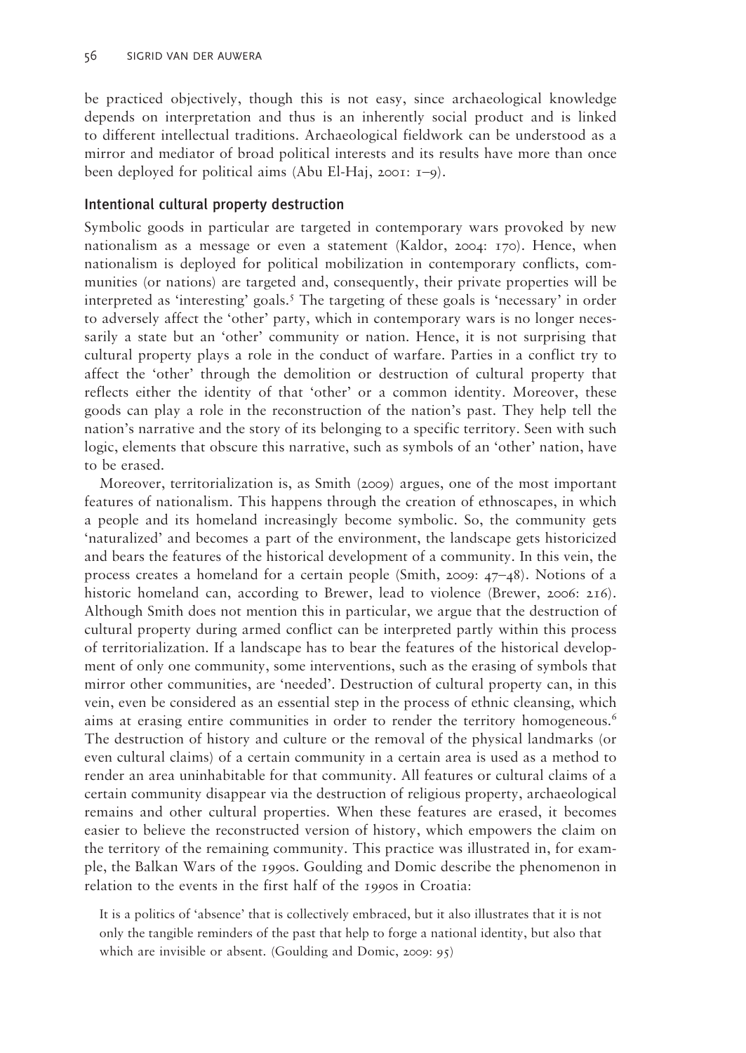be practiced objectively, though this is not easy, since archaeological knowledge depends on interpretation and thus is an inherently social product and is linked to different intellectual traditions. Archaeological fieldwork can be understood as a mirror and mediator of broad political interests and its results have more than once been deployed for political aims (Abu El-Haj, 2001: 1–9).

## Intentional cultural property destruction

Symbolic goods in particular are targeted in contemporary wars provoked by new nationalism as a message or even a statement (Kaldor, 2004: 170). Hence, when nationalism is deployed for political mobilization in contemporary conflicts, communities (or nations) are targeted and, consequently, their private properties will be interpreted as 'interesting' goals.[5] The targeting of these goals is 'necessary' in order to adversely affect the 'other' party, which in contemporary wars is no longer necessarily a state but an 'other' community or nation. Hence, it is not surprising that cultural property plays a role in the conduct of warfare. Parties in a conflict try to affect the 'other' through the demolition or destruction of cultural property that reflects either the identity of that 'other' or a common identity. Moreover, these goods can play a role in the reconstruction of the nation's past. They help tell the nation's narrative and the story of its belonging to a specific territory. Seen with such logic, elements that obscure this narrative, such as symbols of an 'other' nation, have to be erased.

Moreover, territorialization is, as Smith (2009) argues, one of the most important features of nationalism. This happens through the creation of ethnoscapes, in which a people and its homeland increasingly become symbolic. So, the community gets 'naturalized' and becomes a part of the environment, the landscape gets historicized and bears the features of the historical development of a community. In this vein, the process creates a homeland for a certain people (Smith, 2009: 47–48). Notions of a historic homeland can, according to Brewer, lead to violence (Brewer, 2006: 216). Although Smith does not mention this in particular, we argue that the destruction of cultural property during armed conflict can be interpreted partly within this process of territorialization. If a landscape has to bear the features of the historical development of only one community, some interventions, such as the erasing of symbols that mirror other communities, are 'needed'. Destruction of cultural property can, in this vein, even be considered as an essential step in the process of ethnic cleansing, which aims at erasing entire communities in order to render the territory homogeneous.[6] The destruction of history and culture or the removal of the physical landmarks (or even cultural claims) of a certain community in a certain area is used as a method to render an area uninhabitable for that community. All features or cultural claims of a certain community disappear via the destruction of religious property, archaeological remains and other cultural properties. When these features are erased, it becomes easier to believe the reconstructed version of history, which empowers the claim on the territory of the remaining community. This practice was illustrated in, for example, the Balkan Wars of the 1990s. Goulding and Domic describe the phenomenon in relation to the events in the first half of the 1990s in Croatia:

> It is a politics of 'absence' that is collectively embraced, but it also illustrates that it is not only the tangible reminders of the past that help to forge a national identity, but also that which are invisible or absent. (Goulding and Domic, 2009: 95)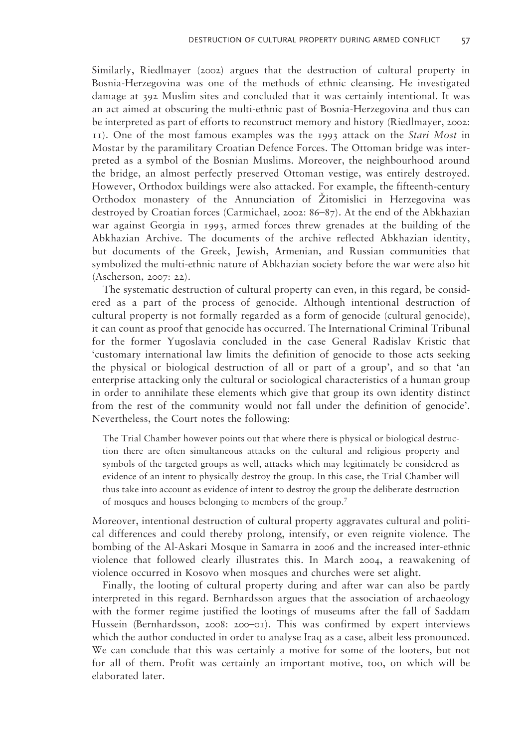Similarly, Riedlmayer (2002) argues that the destruction of cultural property in Bosnia-Herzegovina was one of the methods of ethnic cleansing. He investigated damage at 392 Muslim sites and concluded that it was certainly intentional. It was an act aimed at obscuring the multi-ethnic past of Bosnia-Herzegovina and thus can be interpreted as part of efforts to reconstruct memory and history (Riedlmayer, 2002: 11). One of the most famous examples was the 1993 attack on the *Stari Most* in Mostar by the paramilitary Croatian Defence Forces. The Ottoman bridge was interpreted as a symbol of the Bosnian Muslims. Moreover, the neighbourhood around the bridge, an almost perfectly preserved Ottoman vestige, was entirely destroyed. However, Orthodox buildings were also attacked. For example, the fifteenth-century Orthodox monastery of the Annunciation of Žitomislici in Herzegovina was destroyed by Croatian forces (Carmichael, 2002: 86–87). At the end of the Abkhazian war against Georgia in 1993, armed forces threw grenades at the building of the Abkhazian Archive. The documents of the archive reflected Abkhazian identity, but documents of the Greek, Jewish, Armenian, and Russian communities that symbolized the multi-ethnic nature of Abkhazian society before the war were also hit (Ascherson, 2007: 22).

The systematic destruction of cultural property can even, in this regard, be considered as a part of the process of genocide. Although intentional destruction of cultural property is not formally regarded as a form of genocide (cultural genocide), it can count as proof that genocide has occurred. The International Criminal Tribunal for the former Yugoslavia concluded in the case General Radislav Kristic that 'customary international law limits the definition of genocide to those acts seeking the physical or biological destruction of all or part of a group', and so that 'an enterprise attacking only the cultural or sociological characteristics of a human group in order to annihilate these elements which give that group its own identity distinct from the rest of the community would not fall under the definition of genocide'. Nevertheless, the Court notes the following:

> The Trial Chamber however points out that where there is physical or biological destruction there are often simultaneous attacks on the cultural and religious property and symbols of the targeted groups as well, attacks which may legitimately be considered as evidence of an intent to physically destroy the group. In this case, the Trial Chamber will thus take into account as evidence of intent to destroy the group the deliberate destruction of mosques and houses belonging to members of the group.[7]

Moreover, intentional destruction of cultural property aggravates cultural and political differences and could thereby prolong, intensify, or even reignite violence. The bombing of the Al-Askari Mosque in Samarra in 2006 and the increased inter-ethnic violence that followed clearly illustrates this. In March 2004, a reawakening of violence occurred in Kosovo when mosques and churches were set alight.

Finally, the looting of cultural property during and after war can also be partly interpreted in this regard. Bernhardsson argues that the association of archaeology with the former regime justified the lootings of museums after the fall of Saddam Hussein (Bernhardsson, 2008: 200–01). This was confirmed by expert interviews which the author conducted in order to analyse Iraq as a case, albeit less pronounced. We can conclude that this was certainly a motive for some of the looters, but not for all of them. Profit was certainly an important motive, too, on which will be elaborated later.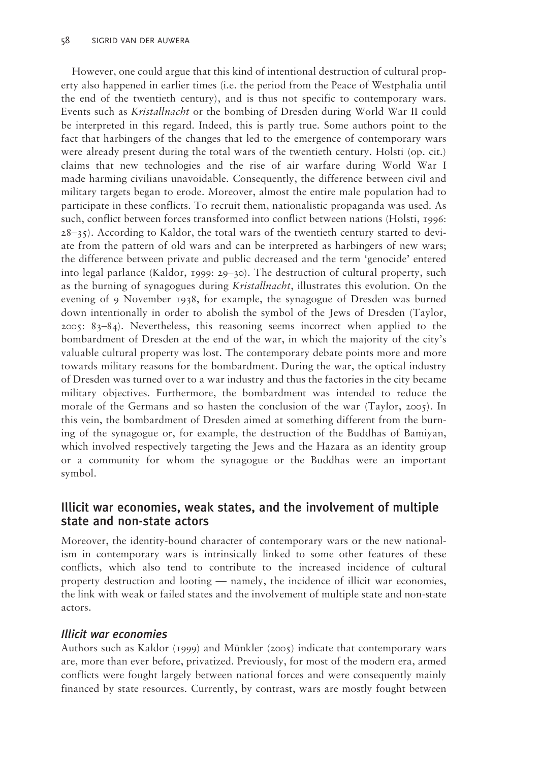However, one could argue that this kind of intentional destruction of cultural property also happened in earlier times (i.e. the period from the Peace of Westphalia until the end of the twentieth century), and is thus not specific to contemporary wars. Events such as *Kristallnacht* or the bombing of Dresden during World War II could be interpreted in this regard. Indeed, this is partly true. Some authors point to the fact that harbingers of the changes that led to the emergence of contemporary wars were already present during the total wars of the twentieth century. Holsti (op. cit.) claims that new technologies and the rise of air warfare during World War I made harming civilians unavoidable. Consequently, the difference between civil and military targets began to erode. Moreover, almost the entire male population had to participate in these conflicts. To recruit them, nationalistic propaganda was used. As such, conflict between forces transformed into conflict between nations (Holsti, 1996: 28–35). According to Kaldor, the total wars of the twentieth century started to deviate from the pattern of old wars and can be interpreted as harbingers of new wars; the difference between private and public decreased and the term 'genocide' entered into legal parlance (Kaldor, 1999: 29–30). The destruction of cultural property, such as the burning of synagogues during *Kristallnacht*, illustrates this evolution. On the evening of 9 November 1938, for example, the synagogue of Dresden was burned down intentionally in order to abolish the symbol of the Jews of Dresden (Taylor, 2005: 83–84). Nevertheless, this reasoning seems incorrect when applied to the bombardment of Dresden at the end of the war, in which the majority of the city's valuable cultural property was lost. The contemporary debate points more and more towards military reasons for the bombardment. During the war, the optical industry of Dresden was turned over to a war industry and thus the factories in the city became military objectives. Furthermore, the bombardment was intended to reduce the morale of the Germans and so hasten the conclusion of the war (Taylor, 2005). In this vein, the bombardment of Dresden aimed at something different from the burning of the synagogue or, for example, the destruction of the Buddhas of Bamiyan, which involved respectively targeting the Jews and the Hazara as an identity group or a community for whom the synagogue or the Buddhas were an important symbol.

## Illicit war economies, weak states, and the involvement of multiple state and non-state actors

Moreover, the identity-bound character of contemporary wars or the new nationalism in contemporary wars is intrinsically linked to some other features of these conflicts, which also tend to contribute to the increased incidence of cultural property destruction and looting — namely, the incidence of illicit war economies, the link with weak or failed states and the involvement of multiple state and non-state actors.

### *Illicit war economies*

Authors such as Kaldor (1999) and Münkler (2005) indicate that contemporary wars are, more than ever before, privatized. Previously, for most of the modern era, armed conflicts were fought largely between national forces and were consequently mainly financed by state resources. Currently, by contrast, wars are mostly fought between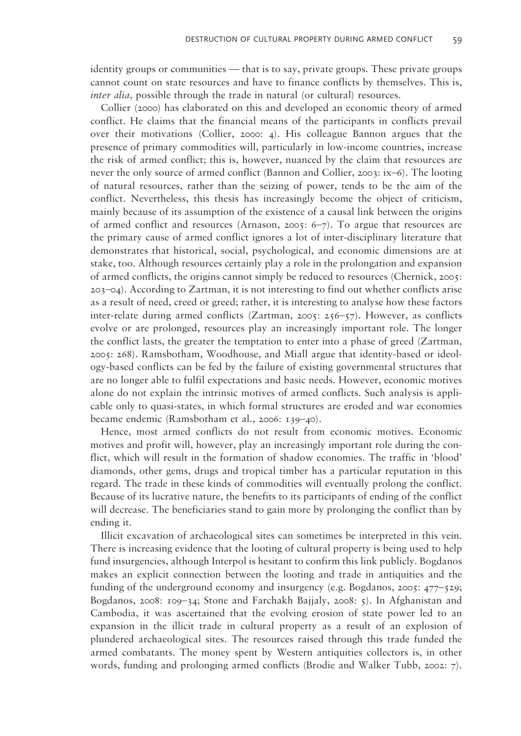identity groups or communities — that is to say, private groups. These private groups cannot count on state resources and have to finance conflicts by themselves. This is, *inter alia*, possible through the trade in natural (or cultural) resources.

Collier (2000) has elaborated on this and developed an economic theory of armed conflict. He claims that the financial means of the participants in conflicts prevail over their motivations (Collier, 2000: 4). His colleague Bannon argues that the presence of primary commodities will, particularly in low-income countries, increase the risk of armed conflict; this is, however, nuanced by the claim that resources are never the only source of armed conflict (Bannon and Collier, 2003: ix–6). The looting of natural resources, rather than the seizing of power, tends to be the aim of the conflict. Nevertheless, this thesis has increasingly become the object of criticism, mainly because of its assumption of the existence of a causal link between the origins of armed conflict and resources (Arnason, 2005: 6–7). To argue that resources are the primary cause of armed conflict ignores a lot of inter-disciplinary literature that demonstrates that historical, social, psychological, and economic dimensions are at stake, too. Although resources certainly play a role in the prolongation and expansion of armed conflicts, the origins cannot simply be reduced to resources (Chernick, 2005: 203–04). According to Zartman, it is not interesting to find out whether conflicts arise as a result of need, creed or greed; rather, it is interesting to analyse how these factors inter-relate during armed conflicts (Zartman, 2005: 256–57). However, as conflicts evolve or are prolonged, resources play an increasingly important role. The longer the conflict lasts, the greater the temptation to enter into a phase of greed (Zartman, 2005: 268). Ramsbotham, Woodhouse, and Miall argue that identity-based or ideology-based conflicts can be fed by the failure of existing governmental structures that are no longer able to fulfil expectations and basic needs. However, economic motives alone do not explain the intrinsic motives of armed conflicts. Such analysis is applicable only to quasi-states, in which formal structures are eroded and war economies became endemic (Ramsbotham et al., 2006: 139–40).

Hence, most armed conflicts do not result from economic motives. Economic motives and profit will, however, play an increasingly important role during the conflict, which will result in the formation of shadow economies. The traffic in 'blood' diamonds, other gems, drugs and tropical timber has a particular reputation in this regard. The trade in these kinds of commodities will eventually prolong the conflict. Because of its lucrative nature, the benefits to its participants of ending of the conflict will decrease. The beneficiaries stand to gain more by prolonging the conflict than by ending it.

Illicit excavation of archaeological sites can sometimes be interpreted in this vein. There is increasing evidence that the looting of cultural property is being used to help fund insurgencies, although Interpol is hesitant to confirm this link publicly. Bogdanos makes an explicit connection between the looting and trade in antiquities and the funding of the underground economy and insurgency (e.g. Bogdanos, 2005: 477–529; Bogdanos, 2008: 109–34; Stone and Farchakh Bajjaly, 2008: 5). In Afghanistan and Cambodia, it was ascertained that the evolving erosion of state power led to an expansion in the illicit trade in cultural property as a result of an explosion of plundered archaeological sites. The resources raised through this trade funded the armed combatants. The money spent by Western antiquities collectors is, in other words, funding and prolonging armed conflicts (Brodie and Walker Tubb, 2002: 7).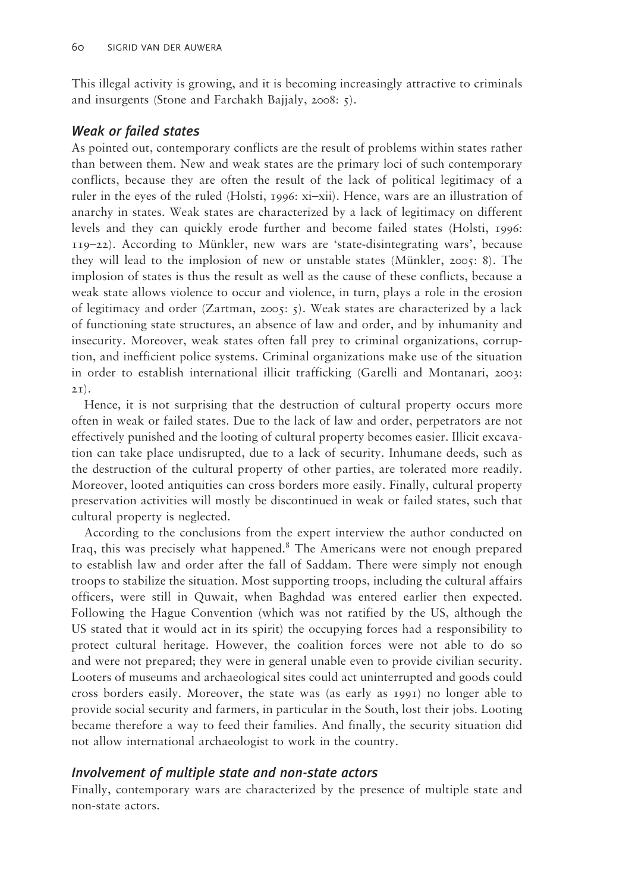This illegal activity is growing, and it is becoming increasingly attractive to criminals and insurgents (Stone and Farchakh Bajjaly, 2008: 5).

### *Weak or failed states*

As pointed out, contemporary conflicts are the result of problems within states rather than between them. New and weak states are the primary loci of such contemporary conflicts, because they are often the result of the lack of political legitimacy of a ruler in the eyes of the ruled (Holsti, 1996: xi–xii). Hence, wars are an illustration of anarchy in states. Weak states are characterized by a lack of legitimacy on different levels and they can quickly erode further and become failed states (Holsti, 1996: 119–22). According to Münkler, new wars are 'state-disintegrating wars', because they will lead to the implosion of new or unstable states (Münkler, 2005: 8). The implosion of states is thus the result as well as the cause of these conflicts, because a weak state allows violence to occur and violence, in turn, plays a role in the erosion of legitimacy and order (Zartman, 2005: 5). Weak states are characterized by a lack of functioning state structures, an absence of law and order, and by inhumanity and insecurity. Moreover, weak states often fall prey to criminal organizations, corruption, and inefficient police systems. Criminal organizations make use of the situation in order to establish international illicit trafficking (Garelli and Montanari, 2003: 21).

Hence, it is not surprising that the destruction of cultural property occurs more often in weak or failed states. Due to the lack of law and order, perpetrators are not effectively punished and the looting of cultural property becomes easier. Illicit excavation can take place undisrupted, due to a lack of security. Inhumane deeds, such as the destruction of the cultural property of other parties, are tolerated more readily. Moreover, looted antiquities can cross borders more easily. Finally, cultural property preservation activities will mostly be discontinued in weak or failed states, such that cultural property is neglected.

According to the conclusions from the expert interview the author conducted on Iraq, this was precisely what happened.[8] The Americans were not enough prepared to establish law and order after the fall of Saddam. There were simply not enough troops to stabilize the situation. Most supporting troops, including the cultural affairs officers, were still in Quwait, when Baghdad was entered earlier then expected. Following the Hague Convention (which was not ratified by the US, although the US stated that it would act in its spirit) the occupying forces had a responsibility to protect cultural heritage. However, the coalition forces were not able to do so and were not prepared; they were in general unable even to provide civilian security. Looters of museums and archaeological sites could act uninterrupted and goods could cross borders easily. Moreover, the state was (as early as 1991) no longer able to provide social security and farmers, in particular in the South, lost their jobs. Looting became therefore a way to feed their families. And finally, the security situation did not allow international archaeologist to work in the country.

### *Involvement of multiple state and non-state actors*

Finally, contemporary wars are characterized by the presence of multiple state and non-state actors.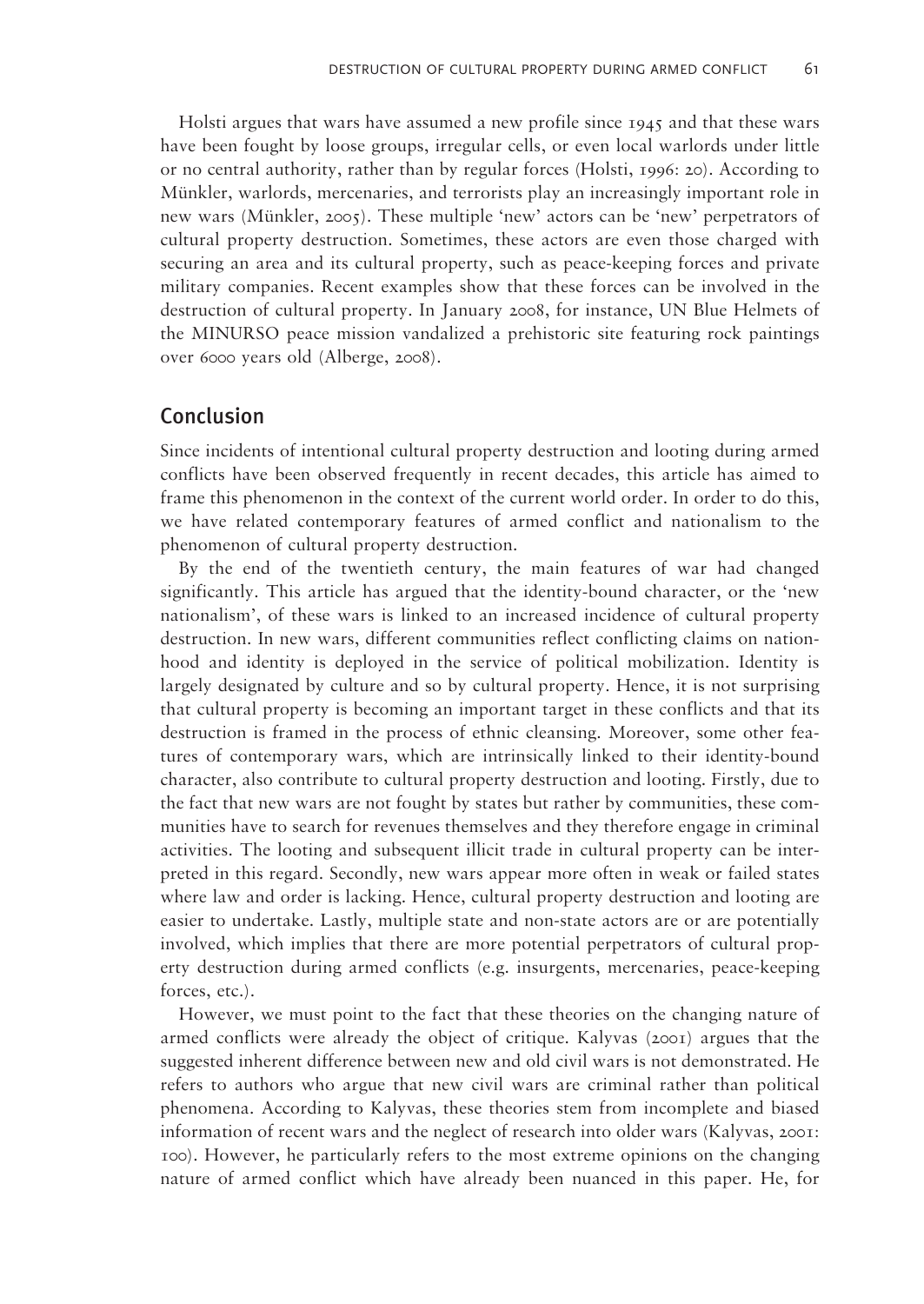Holsti argues that wars have assumed a new profile since 1945 and that these wars have been fought by loose groups, irregular cells, or even local warlords under little or no central authority, rather than by regular forces (Holsti, 1996: 20). According to Münkler, warlords, mercenaries, and terrorists play an increasingly important role in new wars (Münkler, 2005). These multiple 'new' actors can be 'new' perpetrators of cultural property destruction. Sometimes, these actors are even those charged with securing an area and its cultural property, such as peace-keeping forces and private military companies. Recent examples show that these forces can be involved in the destruction of cultural property. In January 2008, for instance, UN Blue Helmets of the MINURSO peace mission vandalized a prehistoric site featuring rock paintings over 6000 years old (Alberge, 2008).

## Conclusion

Since incidents of intentional cultural property destruction and looting during armed conflicts have been observed frequently in recent decades, this article has aimed to frame this phenomenon in the context of the current world order. In order to do this, we have related contemporary features of armed conflict and nationalism to the phenomenon of cultural property destruction.

By the end of the twentieth century, the main features of war had changed significantly. This article has argued that the identity-bound character, or the 'new nationalism', of these wars is linked to an increased incidence of cultural property destruction. In new wars, different communities reflect conflicting claims on nationhood and identity is deployed in the service of political mobilization. Identity is largely designated by culture and so by cultural property. Hence, it is not surprising that cultural property is becoming an important target in these conflicts and that its destruction is framed in the process of ethnic cleansing. Moreover, some other features of contemporary wars, which are intrinsically linked to their identity-bound character, also contribute to cultural property destruction and looting. Firstly, due to the fact that new wars are not fought by states but rather by communities, these communities have to search for revenues themselves and they therefore engage in criminal activities. The looting and subsequent illicit trade in cultural property can be interpreted in this regard. Secondly, new wars appear more often in weak or failed states where law and order is lacking. Hence, cultural property destruction and looting are easier to undertake. Lastly, multiple state and non-state actors are or are potentially involved, which implies that there are more potential perpetrators of cultural property destruction during armed conflicts (e.g. insurgents, mercenaries, peace-keeping forces, etc.).

However, we must point to the fact that these theories on the changing nature of armed conflicts were already the object of critique. Kalyvas (2001) argues that the suggested inherent difference between new and old civil wars is not demonstrated. He refers to authors who argue that new civil wars are criminal rather than political phenomena. According to Kalyvas, these theories stem from incomplete and biased information of recent wars and the neglect of research into older wars (Kalyvas, 2001: 100). However, he particularly refers to the most extreme opinions on the changing nature of armed conflict which have already been nuanced in this paper. He, for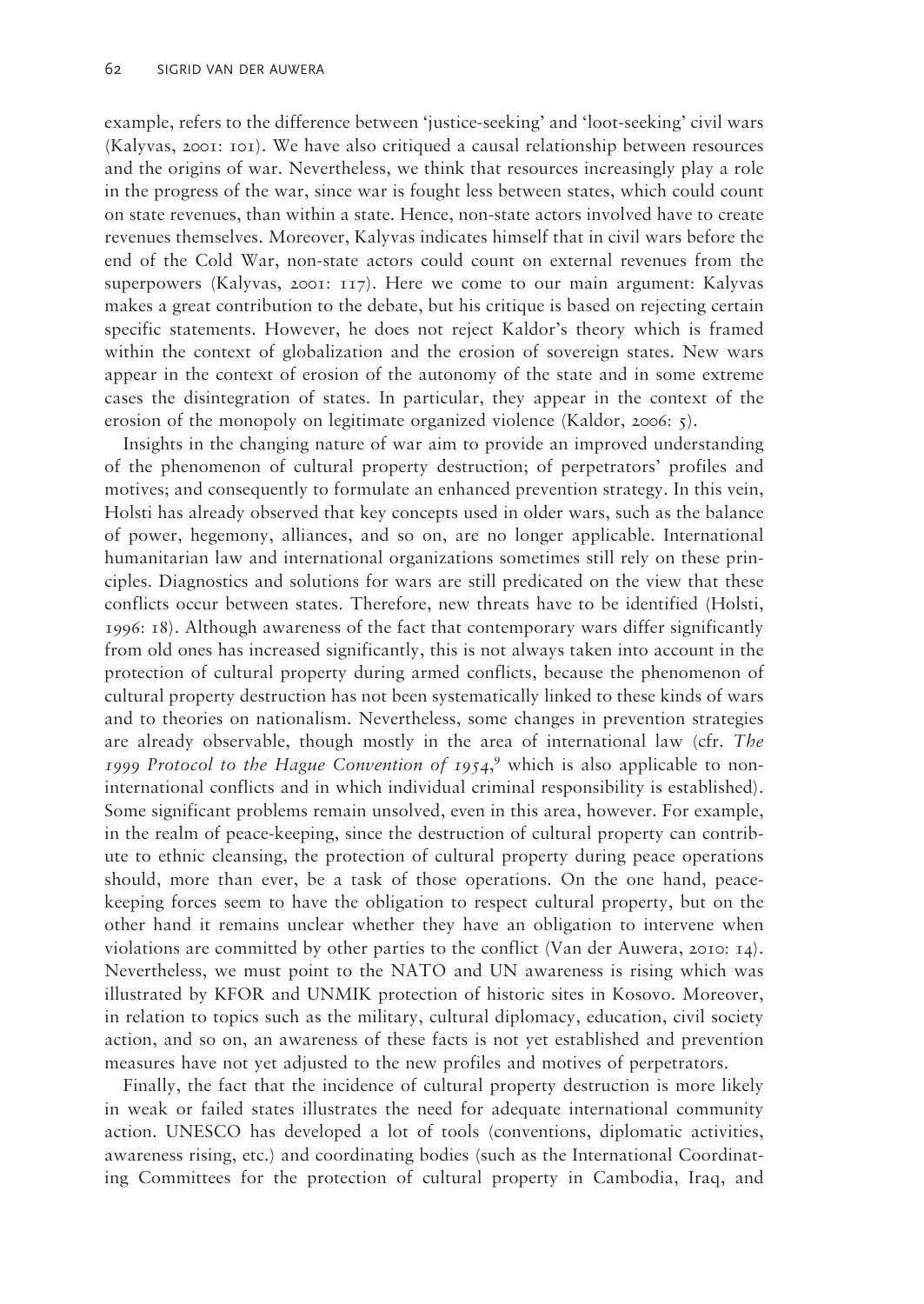example, refers to the difference between 'justice-seeking' and 'loot-seeking' civil wars (Kalyvas, 2001: 101). We have also critiqued a causal relationship between resources and the origins of war. Nevertheless, we think that resources increasingly play a role in the progress of the war, since war is fought less between states, which could count on state revenues, than within a state. Hence, non-state actors involved have to create revenues themselves. Moreover, Kalyvas indicates himself that in civil wars before the end of the Cold War, non-state actors could count on external revenues from the superpowers (Kalyvas, 2001: 117). Here we come to our main argument: Kalyvas makes a great contribution to the debate, but his critique is based on rejecting certain specific statements. However, he does not reject Kaldor's theory which is framed within the context of globalization and the erosion of sovereign states. New wars appear in the context of erosion of the autonomy of the state and in some extreme cases the disintegration of states. In particular, they appear in the context of the erosion of the monopoly on legitimate organized violence (Kaldor, 2006: 5).

Insights in the changing nature of war aim to provide an improved understanding of the phenomenon of cultural property destruction; of perpetrators' profiles and motives; and consequently to formulate an enhanced prevention strategy. In this vein, Holsti has already observed that key concepts used in older wars, such as the balance of power, hegemony, alliances, and so on, are no longer applicable. International humanitarian law and international organizations sometimes still rely on these principles. Diagnostics and solutions for wars are still predicated on the view that these conflicts occur between states. Therefore, new threats have to be identified (Holsti, 1996: 18). Although awareness of the fact that contemporary wars differ significantly from old ones has increased significantly, this is not always taken into account in the protection of cultural property during armed conflicts, because the phenomenon of cultural property destruction has not been systematically linked to these kinds of wars and to theories on nationalism. Nevertheless, some changes in prevention strategies are already observable, though mostly in the area of international law (cfr. *The 1999 Protocol to the Hague Convention of 1954*,[9] which is also applicable to non-international conflicts and in which individual criminal responsibility is established). Some significant problems remain unsolved, even in this area, however. For example, in the realm of peace-keeping, since the destruction of cultural property can contribute to ethnic cleansing, the protection of cultural property during peace operations should, more than ever, be a task of those operations. On the one hand, peace-keeping forces seem to have the obligation to respect cultural property, but on the other hand it remains unclear whether they have an obligation to intervene when violations are committed by other parties to the conflict (Van der Auwera, 2010: 14). Nevertheless, we must point to the NATO and UN awareness is rising which was illustrated by KFOR and UNMIK protection of historic sites in Kosovo. Moreover, in relation to topics such as the military, cultural diplomacy, education, civil society action, and so on, an awareness of these facts is not yet established and prevention measures have not yet adjusted to the new profiles and motives of perpetrators.

Finally, the fact that the incidence of cultural property destruction is more likely in weak or failed states illustrates the need for adequate international community action. UNESCO has developed a lot of tools (conventions, diplomatic activities, awareness rising, etc.) and coordinating bodies (such as the International Coordinating Committees for the protection of cultural property in Cambodia, Iraq, and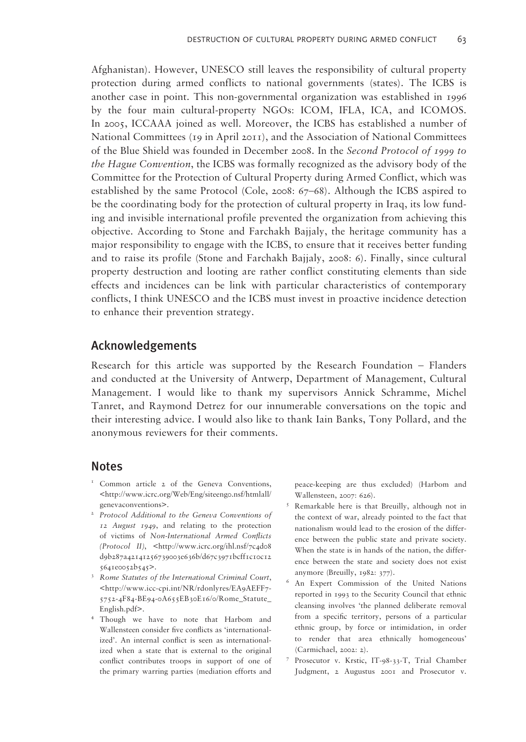Afghanistan). However, UNESCO still leaves the responsibility of cultural property protection during armed conflicts to national governments (states). The ICBS is another case in point. This non-governmental organization was established in 1996 by the four main cultural-property NGOs: ICOM, IFLA, ICA, and ICOMOS. In 2005, ICCAAA joined as well. Moreover, the ICBS has established a number of National Committees (19 in April 2011), and the Association of National Committees of the Blue Shield was founded in December 2008. In the *Second Protocol of 1999 to the Hague Convention*, the ICBS was formally recognized as the advisory body of the Committee for the Protection of Cultural Property during Armed Conflict, which was established by the same Protocol (Cole, 2008: 67–68). Although the ICBS aspired to be the coordinating body for the protection of cultural property in Iraq, its low funding and invisible international profile prevented the organization from achieving this objective. According to Stone and Farchakh Bajjaly, the heritage community has a major responsibility to engage with the ICBS, to ensure that it receives better funding and to raise its profile (Stone and Farchakh Bajjaly, 2008: 6). Finally, since cultural property destruction and looting are rather conflict constituting elements than side effects and incidences can be link with particular characteristics of contemporary conflicts, I think UNESCO and the ICBS must invest in proactive incidence detection to enhance their prevention strategy.

## Acknowledgements

Research for this article was supported by the Research Foundation – Flanders and conducted at the University of Antwerp, Department of Management, Cultural Management. I would like to thank my supervisors Annick Schramme, Michel Tanret, and Raymond Detrez for our innumerable conversations on the topic and their interesting advice. I would also like to thank Iain Banks, Tony Pollard, and the anonymous reviewers for their comments.

## Notes

1. Common article 2 of the Geneva Conventions, <http://www.icrc.org/Web/Eng/siteengo.nsf/htmlall/genevaconventions>.
2. *Protocol Additional to the Geneva Conventions of 12 August 1949*, and relating to the protection of victims of *Non-International Armed Conflicts (Protocol II)*, <http://www.icrc.org/ihl.nsf/7c4d08d9b287a42141256739003e636b/d67c3971bcff1c10c125641e0052b545>.
3. *Rome Statutes of the International Criminal Court*, <http://www.icc-cpi.int/NR/rdonlyres/EA9AEFF7-5752-4F84-BE94-0A655EB30E16/0/Rome_Statute_English.pdf>.
4. Though we have to note that Harbom and Wallensteen consider five conflicts as 'internationalized'. An internal conflict is seen as internationalized when a state that is external to the original conflict contributes troops in support of one of the primary warring parties (mediation efforts and peace-keeping are thus excluded) (Harbom and Wallensteen, 2007: 626).
5. Remarkable here is that Breuilly, although not in the context of war, already pointed to the fact that nationalism would lead to the erosion of the difference between the public state and private society. When the state is in hands of the nation, the difference between the state and society does not exist anymore (Breuilly, 1982: 377).
6. An Expert Commission of the United Nations reported in 1993 to the Security Council that ethnic cleansing involves 'the planned deliberate removal from a specific territory, persons of a particular ethnic group, by force or intimidation, in order to render that area ethnically homogeneous' (Carmichael, 2002: 2).
7. Prosecutor v. Krstic, IT-98-33-T, Trial Chamber Judgment, 2 Augustus 2001 and Prosecutor v.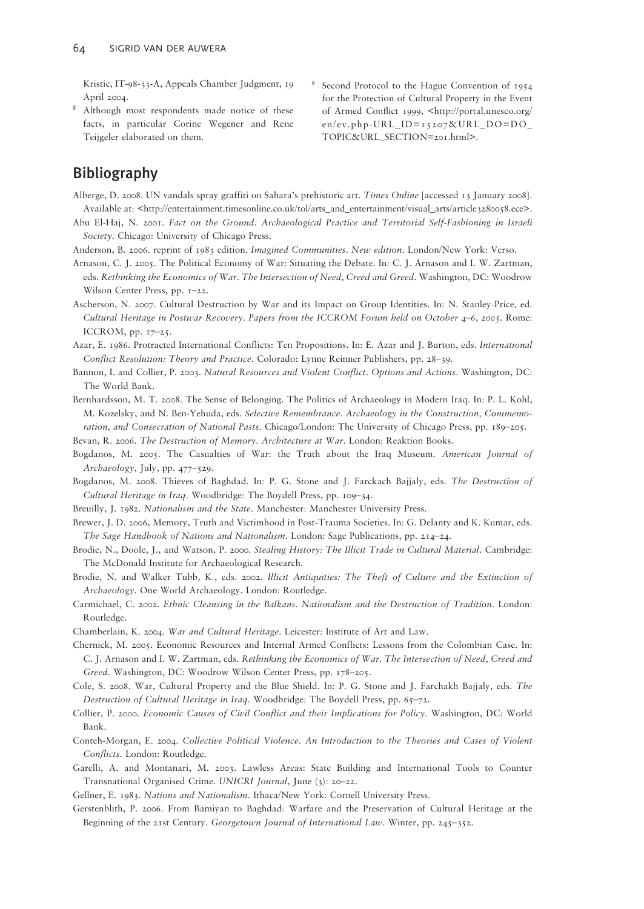Kristic, IT-98-33-A, Appeals Chamber Judgment, 19 April 2004.

[8] Although most respondents made notice of these facts, in particular Corine Wegener and Rene Teijgeler elaborated on them.

[9] Second Protocol to the Hague Convention of 1954 for the Protection of Cultural Property in the Event of Armed Conflict 1999, <http://portal.unesco.org/en/ev.php-URL_ID=15207&URL_DO=DO_TOPIC&URL_SECTION=201.html>.

## Bibliography

Alberge, D. 2008. UN vandals spray graffiti on Sahara's prehistoric art. *Times Online* [accessed 13 January 2008]. Available at: <http://entertainment.timesonline.co.uk/tol/arts_and_entertainment/visual_arts/article3280058.ece>.

Abu El-Haj, N. 2001. *Fact on the Ground. Archaeological Practice and Territorial Self-Fashioning in Israeli Society*. Chicago: University of Chicago Press.

Anderson, B. 2006. reprint of 1983 edition. *Imagined Communities. New edition*. London/New York: Verso.

Arnason, C. J. 2005. The Political Economy of War: Situating the Debate. In: C. J. Arnason and I. W. Zartman, eds. *Rethinking the Economics of War. The Intersection of Need, Creed and Greed*. Washington, DC: Woodrow Wilson Center Press, pp. 1–22.

Ascherson, N. 2007. Cultural Destruction by War and its Impact on Group Identities. In: N. Stanley-Price, ed. *Cultural Heritage in Postwar Recovery. Papers from the ICCROM Forum held on October 4–6, 2005*. Rome: ICCROM, pp. 17–25.

Azar, E. 1986. Protracted International Conflicts: Ten Propositions. In: E. Azar and J. Burton, eds. *International Conflict Resolution: Theory and Practice*. Colorado: Lynne Reinner Publishers, pp. 28–39.

Bannon, I. and Collier, P. 2003. *Natural Resources and Violent Conflict. Options and Actions*. Washington, DC: The World Bank.

Bernhardsson, M. T. 2008. The Sense of Belonging. The Politics of Archaeology in Modern Iraq. In: P. L. Kohl, M. Kozelsky, and N. Ben-Yehuda, eds. *Selective Remembrance. Archaeology in the Construction, Commemoration, and Consecration of National Pasts*. Chicago/London: The University of Chicago Press, pp. 189–205.

Bevan, R. 2006. *The Destruction of Memory. Architecture at War*. London: Reaktion Books.

Bogdanos, M. 2005. The Casualties of War: the Truth about the Iraq Museum. *American Journal of Archaeology*, July, pp. 477–529.

Bogdanos, M. 2008. Thieves of Baghdad. In: P. G. Stone and J. Farckach Bajjaly, eds. *The Destruction of Cultural Heritage in Iraq*. Woodbridge: The Boydell Press, pp. 109–34.

Breuilly, J. 1982. *Nationalism and the State*. Manchester: Manchester University Press.

Brewer, J. D. 2006, Memory, Truth and Victimhood in Post-Trauma Societies. In: G. Delanty and K. Kumar, eds. *The Sage Handbook of Nations and Nationalism*. London: Sage Publications, pp. 214–24.

Brodie, N., Doole, J., and Watson, P. 2000. *Stealing History: The Illicit Trade in Cultural Material*. Cambridge: The McDonald Institute for Archaeological Research.

Brodie, N. and Walker Tubb, K., eds. 2002. *Illicit Antiquities: The Theft of Culture and the Extinction of Archaeology*. One World Archaeology. London: Routledge.

Carmichael, C. 2002. *Ethnic Cleansing in the Balkans. Nationalism and the Destruction of Tradition*. London: Routledge.

Chamberlain, K. 2004. *War and Cultural Heritage*. Leicester: Institute of Art and Law.

Chernick, M. 2005. Economic Resources and Internal Armed Conflicts: Lessons from the Colombian Case. In: C. J. Arnason and I. W. Zartman, eds. *Rethinking the Economics of War. The Intersection of Need, Creed and Greed*. Washington, DC: Woodrow Wilson Center Press, pp. 178–205.

Cole, S. 2008. War, Cultural Property and the Blue Shield. In: P. G. Stone and J. Farchakh Bajjaly, eds. *The Destruction of Cultural Heritage in Iraq*. Woodbridge: The Boydell Press, pp. 65–72.

Collier, P. 2000. *Economic Causes of Civil Conflict and their Implications for Policy*. Washington, DC: World Bank.

Conteh-Morgan, E. 2004. *Collective Political Violence. An Introduction to the Theories and Cases of Violent Conflicts*. London: Routledge.

Garelli, A. and Montanari, M. 2003. Lawless Areas: State Building and International Tools to Counter Transnational Organised Crime. *UNICRI Journal*, June (3): 20–22.

Gellner, E. 1983. *Nations and Nationalism*. Ithaca/New York: Cornell University Press.

Gerstenblith, P. 2006. From Bamiyan to Baghdad: Warfare and the Preservation of Cultural Heritage at the Beginning of the 21st Century. *Georgetown Journal of International Law*. Winter, pp. 245–352.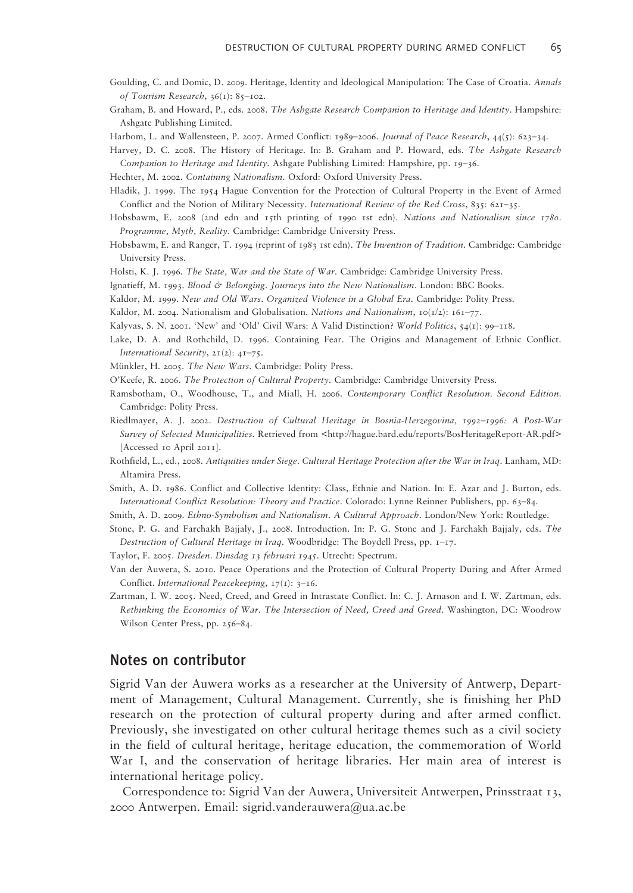Goulding, C. and Domic, D. 2009. Heritage, Identity and Ideological Manipulation: The Case of Croatia. *Annals of Tourism Research*, 36(1): 85–102.

Graham, B. and Howard, P., eds. 2008. *The Ashgate Research Companion to Heritage and Identity*. Hampshire: Ashgate Publishing Limited.

Harbom, L. and Wallensteen, P. 2007. Armed Conflict: 1989–2006. *Journal of Peace Research*, 44(5): 623–34.

Harvey, D. C. 2008. The History of Heritage. In: B. Graham and P. Howard, eds. *The Ashgate Research Companion to Heritage and Identity*. Ashgate Publishing Limited: Hampshire, pp. 19–36.

Hechter, M. 2002. *Containing Nationalism*. Oxford: Oxford University Press.

Hladik, J. 1999. The 1954 Hague Convention for the Protection of Cultural Property in the Event of Armed Conflict and the Notion of Military Necessity. *International Review of the Red Cross*, 835: 621–35.

Hobsbawm, E. 2008 (2nd edn and 15th printing of 1990 1st edn). *Nations and Nationalism since 1780. Programme, Myth, Reality*. Cambridge: Cambridge University Press.

Hobsbawm, E. and Ranger, T. 1994 (reprint of 1983 1st edn). *The Invention of Tradition*. Cambridge: Cambridge University Press.

Holsti, K. J. 1996. *The State, War and the State of War*. Cambridge: Cambridge University Press.

Ignatieff, M. 1993. *Blood & Belonging. Journeys into the New Nationalism*. London: BBC Books.

Kaldor, M. 1999. *New and Old Wars. Organized Violence in a Global Era*. Cambridge: Polity Press.

Kaldor, M. 2004. Nationalism and Globalisation. *Nations and Nationalism*, 10(1/2): 161–77.

Kalyvas, S. N. 2001. 'New' and 'Old' Civil Wars: A Valid Distinction? *World Politics*, 54(1): 99–118.

Lake, D. A. and Rothchild, D. 1996. Containing Fear. The Origins and Management of Ethnic Conflict. *International Security*, 21(2): 41–75.

Münkler, H. 2005. *The New Wars*. Cambridge: Polity Press.

O'Keefe, R. 2006. *The Protection of Cultural Property*. Cambridge: Cambridge University Press.

Ramsbotham, O., Woodhouse, T., and Miall, H. 2006. *Contemporary Conflict Resolution. Second Edition*. Cambridge: Polity Press.

Riedlmayer, A. J. 2002. *Destruction of Cultural Heritage in Bosnia-Herzegovina, 1992–1996: A Post-War Survey of Selected Municipalities*. Retrieved from <http://hague.bard.edu/reports/BosHeritageReport-AR.pdf> [Accessed 10 April 2011].

Rothfield, L., ed., 2008. *Antiquities under Siege. Cultural Heritage Protection after the War in Iraq*. Lanham, MD: Altamira Press.

Smith, A. D. 1986. Conflict and Collective Identity: Class, Ethnie and Nation. In: E. Azar and J. Burton, eds. *International Conflict Resolution: Theory and Practice*. Colorado: Lynne Reinner Publishers, pp. 63–84.

Smith, A. D. 2009. *Ethno-Symbolism and Nationalism. A Cultural Approach*. London/New York: Routledge.

Stone, P. G. and Farchakh Bajjaly, J., 2008. Introduction. In: P. G. Stone and J. Farchakh Bajjaly, eds. *The Destruction of Cultural Heritage in Iraq*. Woodbridge: The Boydell Press, pp. 1–17.

Taylor, F. 2005. *Dresden. Dinsdag 13 februari 1945*. Utrecht: Spectrum.

Van der Auwera, S. 2010. Peace Operations and the Protection of Cultural Property During and After Armed Conflict. *International Peacekeeping*, 17(1): 3–16.

Zartman, I. W. 2005. Need, Creed, and Greed in Intrastate Conflict. In: C. J. Arnason and I. W. Zartman, eds. *Rethinking the Economics of War. The Intersection of Need, Creed and Greed*. Washington, DC: Woodrow Wilson Center Press, pp. 256–84.

## Notes on contributor

Sigrid Van der Auwera works as a researcher at the University of Antwerp, Department of Management, Cultural Management. Currently, she is finishing her PhD research on the protection of cultural property during and after armed conflict. Previously, she investigated on other cultural heritage themes such as a civil society in the field of cultural heritage, heritage education, the commemoration of World War I, and the conservation of heritage libraries. Her main area of interest is international heritage policy.

Correspondence to: Sigrid Van der Auwera, Universiteit Antwerpen, Prinsstraat 13, 2000 Antwerpen. Email: sigrid.vanderauwera@ua.ac.be